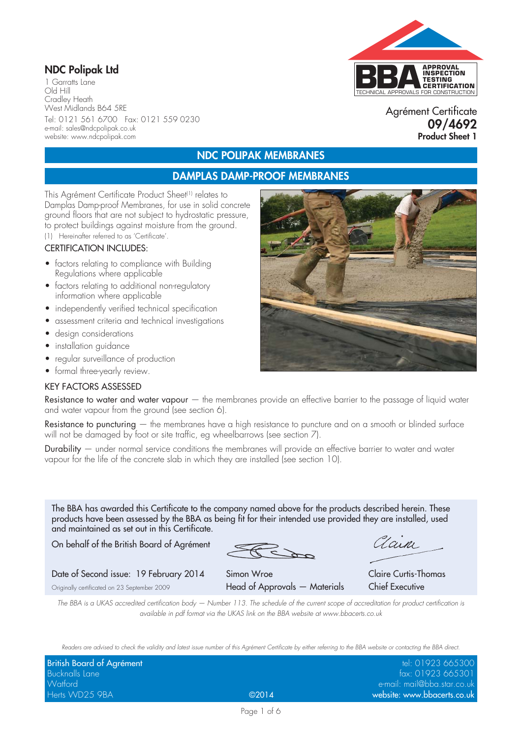# NDC Polipak Ltd

1 Garratts Lane
Old Hill
Cradley Heath
West Midlands B64 5RE
Tel: 0121 561 6700 Fax: 0121 559 0230
e-mail: sales@ndcpolipak.co.uk
website: www.ndcpolipak.com

APPROVAL INSPECTION TESTING CERTIFICATION
TECHNICAL APPROVALS FOR CONSTRUCTION

Agrément Certificate
**09/4692**
**Product Sheet 1**

## NDC POLIPAK MEMBRANES

## DAMPLAS DAMP-PROOF MEMBRANES

This Agrément Certificate Product Sheet[1] relates to Damplas Damp-proof Membranes, for use in solid concrete ground floors that are not subject to hydrostatic pressure, to protect buildings against moisture from the ground.

(1) Hereinafter referred to as 'Certificate'.

### CERTIFICATION INCLUDES:

- factors relating to compliance with Building Regulations where applicable
- factors relating to additional non-regulatory information where applicable
- independently verified technical specification
- assessment criteria and technical investigations
- design considerations
- installation guidance
- regular surveillance of production
- formal three-yearly review.

### KEY FACTORS ASSESSED

Resistance to water and water vapour — the membranes provide an effective barrier to the passage of liquid water and water vapour from the ground (see section 6).

Resistance to puncturing — the membranes have a high resistance to puncture and on a smooth or blinded surface will not be damaged by foot or site traffic, eg wheelbarrows (see section 7).

Durability — under normal service conditions the membranes will provide an effective barrier to water and water vapour for the life of the concrete slab in which they are installed (see section 10).

The BBA has awarded this Certificate to the company named above for the products described herein. These products have been assessed by the BBA as being fit for their intended use provided they are installed, used and maintained as set out in this Certificate.

On behalf of the British Board of Agrément

| | | |
|---|---|---|
| Date of Second issue: 19 February 2014 | Simon Wroe | Claire Curtis-Thomas |
| Originally certificated on 23 September 2009 | Head of Approvals — Materials | Chief Executive |

*The BBA is a UKAS accredited certification body — Number 113. The schedule of the current scope of accreditation for product certification is available in pdf format via the UKAS link on the BBA website at www.bbacerts.co.uk*

*Readers are advised to check the validity and latest issue number of this Agrément Certificate by either referring to the BBA website or contacting the BBA direct.*

**British Board of Agrément**
Bucknalls Lane
Watford
Herts WD25 9BA

©2014

tel: 01923 665300
fax: 01923 665301
e-mail: mail@bba.star.co.uk
**website: www.bbacerts.co.uk**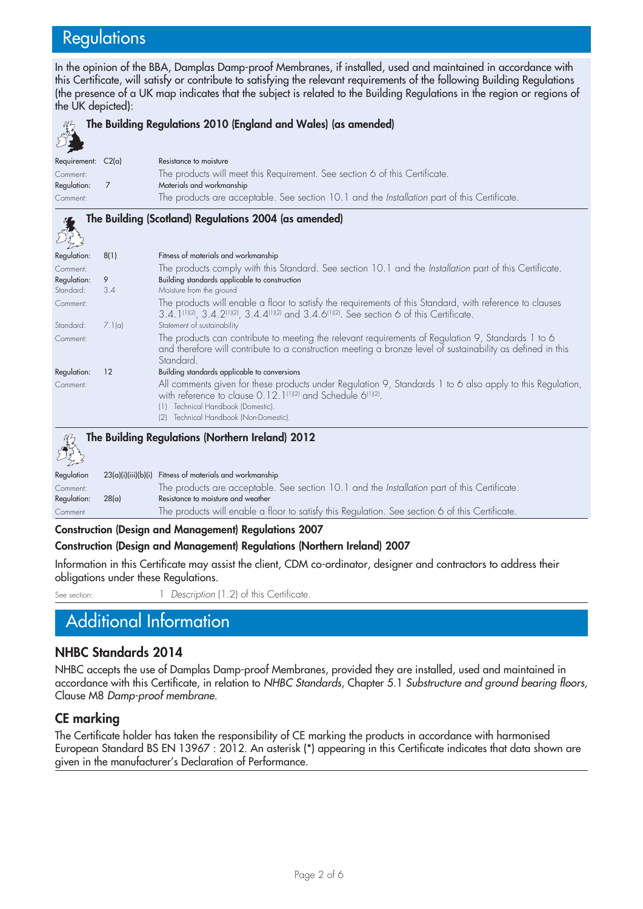# Regulations

In the opinion of the BBA, Damplas Damp-proof Membranes, if installed, used and maintained in accordance with this Certificate, will satisfy or contribute to satisfying the relevant requirements of the following Building Regulations (the presence of a UK map indicates that the subject is related to the Building Regulations in the region or regions of the UK depicted):

### The Building Regulations 2010 (England and Wales) (as amended)

| | | |
|---|---|---|
| Requirement: | C2(a) | Resistance to moisture |
| Comment: | | The products will meet this Requirement. See section 6 of this Certificate. |
| Regulation: | 7 | Materials and workmanship |
| Comment: | | The products are acceptable. See section 10.1 and the *Installation* part of this Certificate. |

### The Building (Scotland) Regulations 2004 (as amended)

| | | |
|---|---|---|
| Regulation: | 8(1) | Fitness of materials and workmanship |
| Comment: | | The products comply with this Standard. See section 10.1 and the *Installation* part of this Certificate. |
| Regulation: | 9 | Building standards applicable to construction |
| Standard: | 3.4 | Moisture from the ground |
| Comment: | | The products will enable a floor to satisfy the requirements of this Standard, with reference to clauses 3.4.1[1][2], 3.4.2[1][2], 3.4.4[1][2] and 3.4.6[1][2]. See section 6 of this Certificate. |
| Standard: | 7.1(a) | Statement of sustainability |
| Comment: | | The products can contribute to meeting the relevant requirements of Regulation 9, Standards 1 to 6 and therefore will contribute to a construction meeting a bronze level of sustainability as defined in this Standard. |
| Regulation: | 12 | Building standards applicable to conversions |
| Comment: | | All comments given for these products under Regulation 9, Standards 1 to 6 also apply to this Regulation, with reference to clause 0.12.1[1][2] and Schedule 6[1][2]. |

(1) Technical Handbook (Domestic).
(2) Technical Handbook (Non-Domestic).

### The Building Regulations (Northern Ireland) 2012

| | | |
|---|---|---|
| Regulation | 23(a)(i)(iii)(b)(i) | Fitness of materials and workmanship |
| Comment: | | The products are acceptable. See section 10.1 and the *Installation* part of this Certificate. |
| Regulation: | 28(a) | Resistance to moisture and weather |
| Comment | | The products will enable a floor to satisfy this Regulation. See section 6 of this Certificate. |

**Construction (Design and Management) Regulations 2007**

**Construction (Design and Management) Regulations (Northern Ireland) 2007**

Information in this Certificate may assist the client, CDM co-ordinator, designer and contractors to address their obligations under these Regulations.

See section: 1 *Description* (1.2) of this Certificate.

# Additional Information

## NHBC Standards 2014

NHBC accepts the use of Damplas Damp-proof Membranes, provided they are installed, used and maintained in accordance with this Certificate, in relation to *NHBC Standards*, Chapter 5.1 *Substructure and ground bearing floors*, Clause M8 *Damp-proof membrane*.

## CE marking

The Certificate holder has taken the responsibility of CE marking the products in accordance with harmonised European Standard BS EN 13967 : 2012. An asterisk (*) appearing in this Certificate indicates that data shown are given in the manufacturer's Declaration of Performance.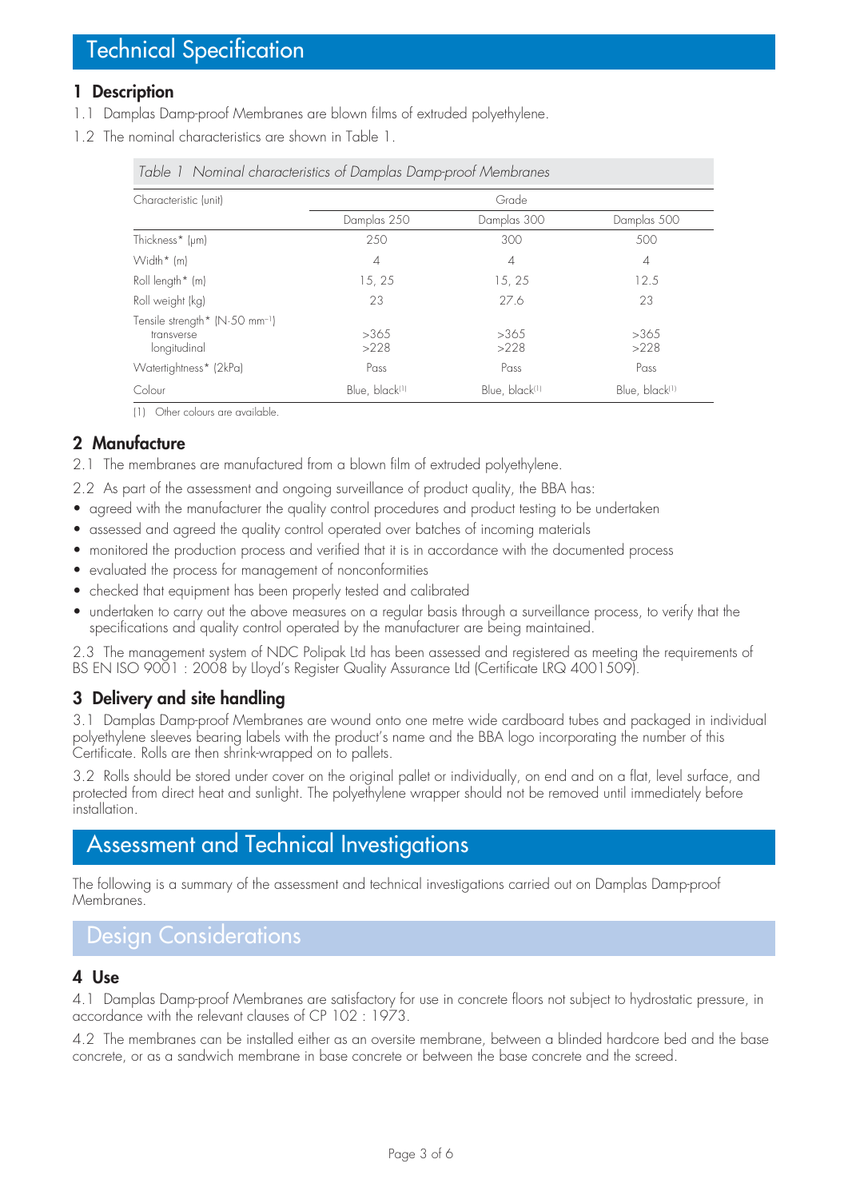# Technical Specification

## 1 Description

1.1 Damplas Damp-proof Membranes are blown films of extruded polyethylene.

1.2 The nominal characteristics are shown in Table 1.

*Table 1 Nominal characteristics of Damplas Damp-proof Membranes*

| Characteristic (unit) | Grade | | |
|---|---|---|---|
| | Damplas 250 | Damplas 300 | Damplas 500 |
| Thickness* (μm) | 250 | 300 | 500 |
| Width* (m) | 4 | 4 | 4 |
| Roll length* (m) | 15, 25 | 15, 25 | 12.5 |
| Roll weight (kg) | 23 | 27.6 | 23 |
| Tensile strength* ($N \cdot 50\ mm^{-1}$) | | | |
| transverse | >365 | >365 | >365 |
| longitudinal | >228 | >228 | >228 |
| Watertightness* (2kPa) | Pass | Pass | Pass |
| Colour | Blue, black[1] | Blue, black[1] | Blue, black[1] |

(1) Other colours are available.

## 2 Manufacture

2.1 The membranes are manufactured from a blown film of extruded polyethylene.

2.2 As part of the assessment and ongoing surveillance of product quality, the BBA has:

- agreed with the manufacturer the quality control procedures and product testing to be undertaken
- assessed and agreed the quality control operated over batches of incoming materials
- monitored the production process and verified that it is in accordance with the documented process
- evaluated the process for management of nonconformities
- checked that equipment has been properly tested and calibrated
- undertaken to carry out the above measures on a regular basis through a surveillance process, to verify that the specifications and quality control operated by the manufacturer are being maintained.

2.3 The management system of NDC Polipak Ltd has been assessed and registered as meeting the requirements of BS EN ISO 9001 : 2008 by Lloyd's Register Quality Assurance Ltd (Certificate LRQ 4001509).

## 3 Delivery and site handling

3.1 Damplas Damp-proof Membranes are wound onto one metre wide cardboard tubes and packaged in individual polyethylene sleeves bearing labels with the product's name and the BBA logo incorporating the number of this Certificate. Rolls are then shrink-wrapped on to pallets.

3.2 Rolls should be stored under cover on the original pallet or individually, on end and on a flat, level surface, and protected from direct heat and sunlight. The polyethylene wrapper should not be removed until immediately before installation.

# Assessment and Technical Investigations

The following is a summary of the assessment and technical investigations carried out on Damplas Damp-proof Membranes.

# Design Considerations

## 4 Use

4.1 Damplas Damp-proof Membranes are satisfactory for use in concrete floors not subject to hydrostatic pressure, in accordance with the relevant clauses of CP 102 : 1973.

4.2 The membranes can be installed either as an oversite membrane, between a blinded hardcore bed and the base concrete, or as a sandwich membrane in base concrete or between the base concrete and the screed.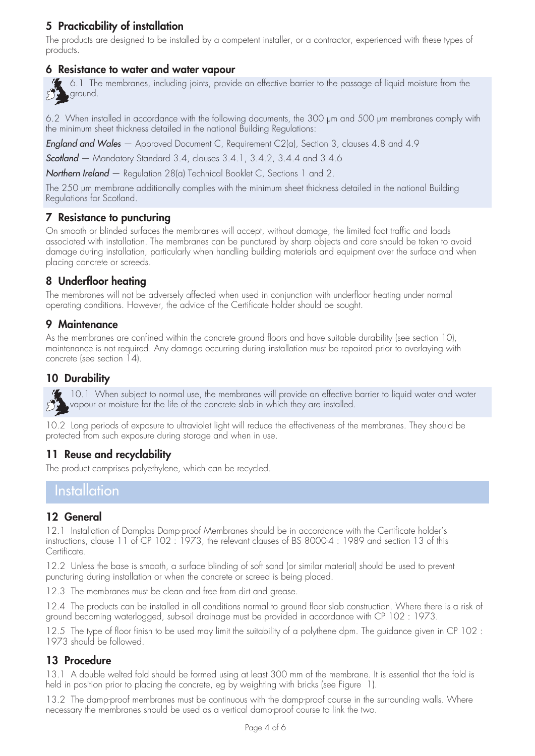## 5 Practicability of installation

The products are designed to be installed by a competent installer, or a contractor, experienced with these types of products.

## 6 Resistance to water and water vapour

6.1 The membranes, including joints, provide an effective barrier to the passage of liquid moisture from the ground.

6.2 When installed in accordance with the following documents, the 300 μm and 500 μm membranes comply with the minimum sheet thickness detailed in the national Building Regulations:

*England and Wales* — Approved Document C, Requirement C2(a), Section 3, clauses 4.8 and 4.9

*Scotland* — Mandatory Standard 3.4, clauses 3.4.1, 3.4.2, 3.4.4 and 3.4.6

*Northern Ireland* — Regulation 28(a) Technical Booklet C, Sections 1 and 2.

The 250 μm membrane additionally complies with the minimum sheet thickness detailed in the national Building Regulations for Scotland.

## 7 Resistance to puncturing

On smooth or blinded surfaces the membranes will accept, without damage, the limited foot traffic and loads associated with installation. The membranes can be punctured by sharp objects and care should be taken to avoid damage during installation, particularly when handling building materials and equipment over the surface and when placing concrete or screeds.

## 8 Underfloor heating

The membranes will not be adversely affected when used in conjunction with underfloor heating under normal operating conditions. However, the advice of the Certificate holder should be sought.

## 9 Maintenance

As the membranes are confined within the concrete ground floors and have suitable durability (see section 10), maintenance is not required. Any damage occurring during installation must be repaired prior to overlaying with concrete (see section 14).

## 10 Durability

10.1 When subject to normal use, the membranes will provide an effective barrier to liquid water and water vapour or moisture for the life of the concrete slab in which they are installed.

10.2 Long periods of exposure to ultraviolet light will reduce the effectiveness of the membranes. They should be protected from such exposure during storage and when in use.

## 11 Reuse and recyclability

The product comprises polyethylene, which can be recycled.

# Installation

## 12 General

12.1 Installation of Damplas Damp-proof Membranes should be in accordance with the Certificate holder's instructions, clause 11 of CP 102 : 1973, the relevant clauses of BS 8000-4 : 1989 and section 13 of this Certificate.

12.2 Unless the base is smooth, a surface blinding of soft sand (or similar material) should be used to prevent puncturing during installation or when the concrete or screed is being placed.

12.3 The membranes must be clean and free from dirt and grease.

12.4 The products can be installed in all conditions normal to ground floor slab construction. Where there is a risk of ground becoming waterlogged, sub-soil drainage must be provided in accordance with CP 102 : 1973.

12.5 The type of floor finish to be used may limit the suitability of a polythene dpm. The guidance given in CP 102 : 1973 should be followed.

## 13 Procedure

13.1 A double welted fold should be formed using at least 300 mm of the membrane. It is essential that the fold is held in position prior to placing the concrete, eg by weighting with bricks (see Figure 1).

13.2 The damp-proof membranes must be continuous with the damp-proof course in the surrounding walls. Where necessary the membranes should be used as a vertical damp-proof course to link the two.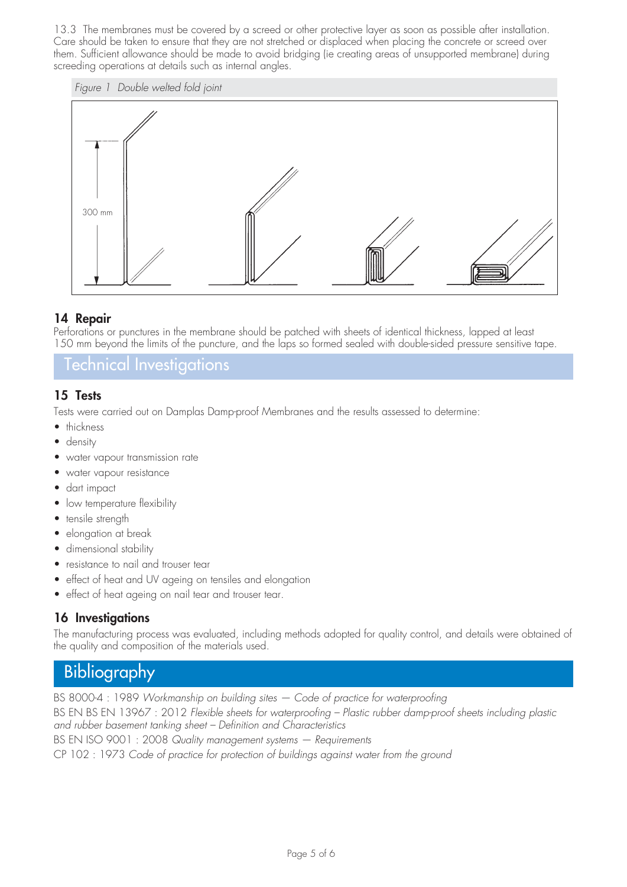13.3 The membranes must be covered by a screed or other protective layer as soon as possible after installation. Care should be taken to ensure that they are not stretched or displaced when placing the concrete or screed over them. Sufficient allowance should be made to avoid bridging (ie creating areas of unsupported membrane) during screeding operations at details such as internal angles.

*Figure 1 Double welted fold joint*

300 mm

## 14 Repair

Perforations or punctures in the membrane should be patched with sheets of identical thickness, lapped at least 150 mm beyond the limits of the puncture, and the laps so formed sealed with double-sided pressure sensitive tape.

# Technical Investigations

## 15 Tests

Tests were carried out on Damplas Damp-proof Membranes and the results assessed to determine:

- thickness
- density
- water vapour transmission rate
- water vapour resistance
- dart impact
- low temperature flexibility
- tensile strength
- elongation at break
- dimensional stability
- resistance to nail and trouser tear
- effect of heat and UV ageing on tensiles and elongation
- effect of heat ageing on nail tear and trouser tear.

## 16 Investigations

The manufacturing process was evaluated, including methods adopted for quality control, and details were obtained of the quality and composition of the materials used.

# Bibliography

BS 8000-4 : 1989 *Workmanship on building sites — Code of practice for waterproofing*

BS EN BS EN 13967 : 2012 *Flexible sheets for waterproofing – Plastic rubber damp-proof sheets including plastic and rubber basement tanking sheet – Definition and Characteristics*

BS EN ISO 9001 : 2008 *Quality management systems — Requirements*

CP 102 : 1973 *Code of practice for protection of buildings against water from the ground*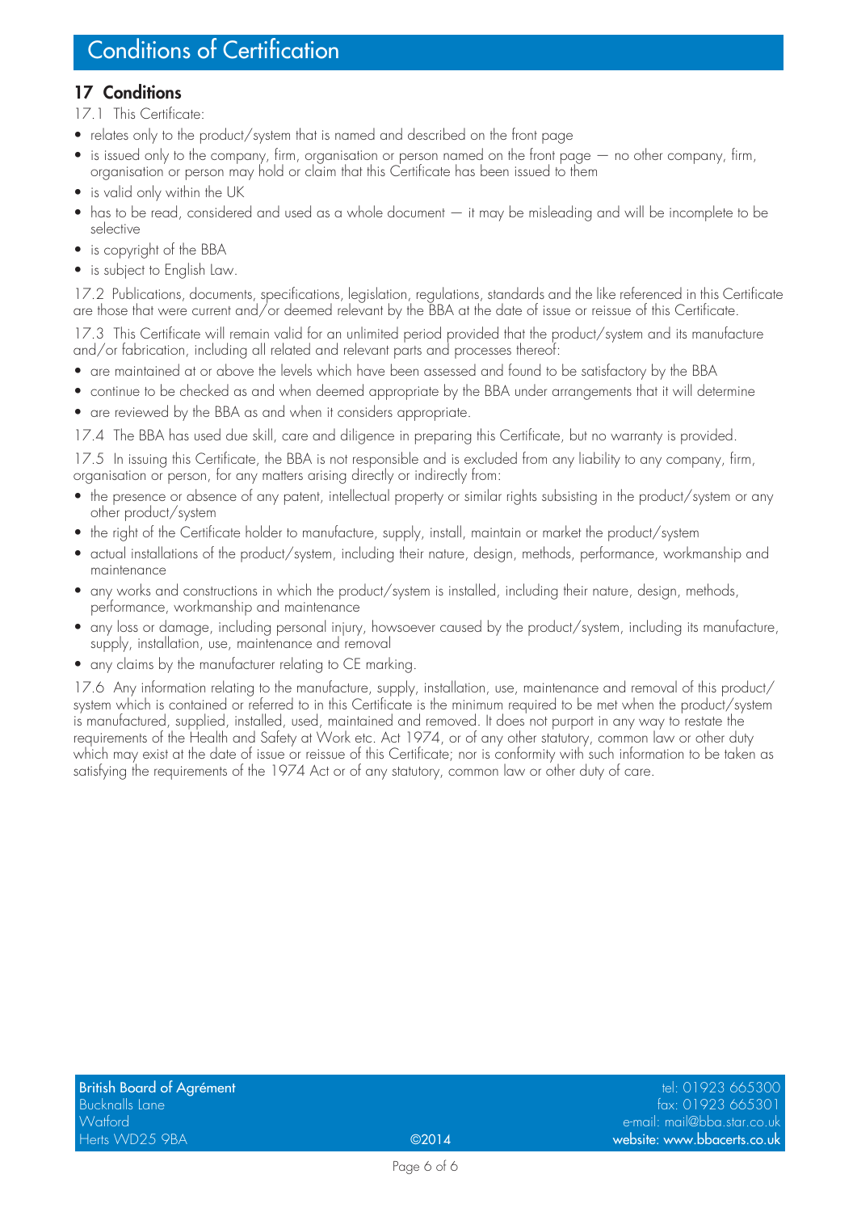# Conditions of Certification

## 17 Conditions

17.1 This Certificate:

- relates only to the product/system that is named and described on the front page
- is issued only to the company, firm, organisation or person named on the front page — no other company, firm, organisation or person may hold or claim that this Certificate has been issued to them
- is valid only within the UK
- has to be read, considered and used as a whole document — it may be misleading and will be incomplete to be selective
- is copyright of the BBA
- is subject to English Law.

17.2 Publications, documents, specifications, legislation, regulations, standards and the like referenced in this Certificate are those that were current and/or deemed relevant by the BBA at the date of issue or reissue of this Certificate.

17.3 This Certificate will remain valid for an unlimited period provided that the product/system and its manufacture and/or fabrication, including all related and relevant parts and processes thereof:

- are maintained at or above the levels which have been assessed and found to be satisfactory by the BBA
- continue to be checked as and when deemed appropriate by the BBA under arrangements that it will determine
- are reviewed by the BBA as and when it considers appropriate.

17.4 The BBA has used due skill, care and diligence in preparing this Certificate, but no warranty is provided.

17.5 In issuing this Certificate, the BBA is not responsible and is excluded from any liability to any company, firm, organisation or person, for any matters arising directly or indirectly from:

- the presence or absence of any patent, intellectual property or similar rights subsisting in the product/system or any other product/system
- the right of the Certificate holder to manufacture, supply, install, maintain or market the product/system
- actual installations of the product/system, including their nature, design, methods, performance, workmanship and maintenance
- any works and constructions in which the product/system is installed, including their nature, design, methods, performance, workmanship and maintenance
- any loss or damage, including personal injury, howsoever caused by the product/system, including its manufacture, supply, installation, use, maintenance and removal
- any claims by the manufacturer relating to CE marking.

17.6 Any information relating to the manufacture, supply, installation, use, maintenance and removal of this product/system which is contained or referred to in this Certificate is the minimum required to be met when the product/system is manufactured, supplied, installed, used, maintained and removed. It does not purport in any way to restate the requirements of the Health and Safety at Work etc. Act 1974, or of any other statutory, common law or other duty which may exist at the date of issue or reissue of this Certificate; nor is conformity with such information to be taken as satisfying the requirements of the 1974 Act or of any statutory, common law or other duty of care.

**British Board of Agrément**
Bucknalls Lane
Watford
Herts WD25 9BA

©2014

tel: 01923 665300
fax: 01923 665301
e-mail: mail@bba.star.co.uk
**website: www.bbacerts.co.uk**